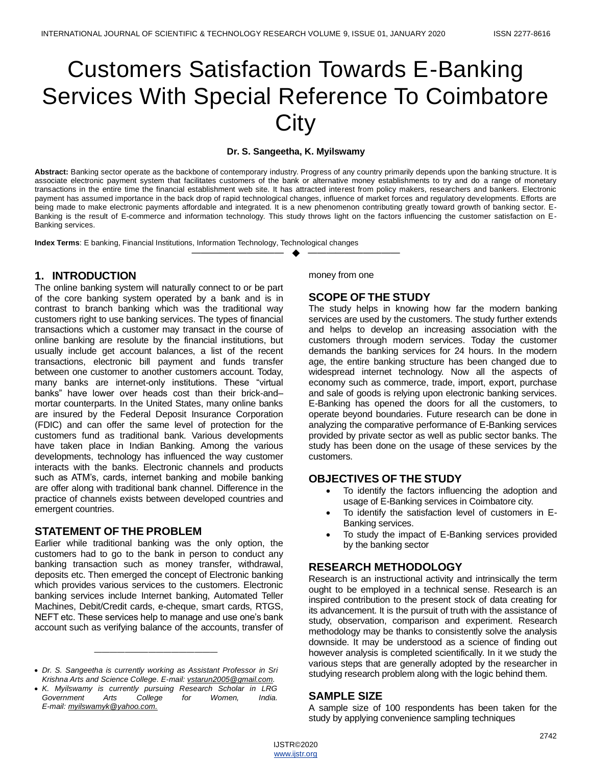# Customers Satisfaction Towards E-Banking Services With Special Reference To Coimbatore City

**Dr. S. Sangeetha, K. Myilswamy**

**Abstract:** Banking sector operate as the backbone of contemporary industry. Progress of any country primarily depends upon the banking structure. It is associate electronic payment system that facilitates customers of the bank or alternative money establishments to try and do a range of monetary transactions in the entire time the financial establishment web site. It has attracted interest from policy makers, researchers and bankers. Electronic payment has assumed importance in the back drop of rapid technological changes, influence of market forces and regulatory developments. Efforts are being made to make electronic payments affordable and integrated. It is a new phenomenon contributing greatly toward growth of banking sector. E-Banking is the result of E-commerce and information technology. This study throws light on the factors influencing the customer satisfaction on E-Banking services.

**Index Terms**: E banking, Financial Institutions, Information Technology, Technological changes

## 1. INTRODUCTION

The online banking system will naturally connect to or be part of the core banking system operated by a bank and is in contrast to branch banking which was the traditional way customers right to use banking services. The types of financial transactions which a customer may transact in the course of online banking are resolute by the financial institutions, but usually include get account balances, a list of the recent transactions, electronic bill payment and funds transfer between one customer to another customers account. Today, many banks are internet-only institutions. These "virtual banks" have lower over heads cost than their brick-and–mortar counterparts. In the United States, many online banks are insured by the Federal Deposit Insurance Corporation (FDIC) and can offer the same level of protection for the customers fund as traditional bank. Various developments have taken place in Indian Banking. Among the various developments, technology has influenced the way customer interacts with the banks. Electronic channels and products such as ATM's, cards, internet banking and mobile banking are offer along with traditional bank channel. Difference in the practice of channels exists between developed countries and emergent countries.

## STATEMENT OF THE PROBLEM

Earlier while traditional banking was the only option, the customers had to go to the bank in person to conduct any banking transaction such as money transfer, withdrawal, deposits etc. Then emerged the concept of Electronic banking which provides various services to the customers. Electronic banking services include Internet banking, Automated Teller Machines, Debit/Credit cards, e-cheque, smart cards, RTGS, NEFT etc. These services help to manage and use one's bank account such as verifying balance of the accounts, transfer of money from one

- *Dr. S. Sangeetha is currently working as Assistant Professor in Sri Krishna Arts and Science College. E-mail: vstarun2005@gmail.com.*
- *K. Myilswamy is currently pursuing Research Scholar in LRG Government Arts College for Women, India. E-mail: myilswamyk@yahoo.com.*

## SCOPE OF THE STUDY

The study helps in knowing how far the modern banking services are used by the customers. The study further extends and helps to develop an increasing association with the customers through modern services. Today the customer demands the banking services for 24 hours. In the modern age, the entire banking structure has been changed due to widespread internet technology. Now all the aspects of economy such as commerce, trade, import, export, purchase and sale of goods is relying upon electronic banking services. E-Banking has opened the doors for all the customers, to operate beyond boundaries. Future research can be done in analyzing the comparative performance of E-Banking services provided by private sector as well as public sector banks. The study has been done on the usage of these services by the customers.

## OBJECTIVES OF THE STUDY

- To identify the factors influencing the adoption and usage of E-Banking services in Coimbatore city.
- To identify the satisfaction level of customers in E-Banking services.
- To study the impact of E-Banking services provided by the banking sector

## RESEARCH METHODOLOGY

Research is an instructional activity and intrinsically the term ought to be employed in a technical sense. Research is an inspired contribution to the present stock of data creating for its advancement. It is the pursuit of truth with the assistance of study, observation, comparison and experiment. Research methodology may be thanks to consistently solve the analysis downside. It may be understood as a science of finding out however analysis is completed scientifically. In it we study the various steps that are generally adopted by the researcher in studying research problem along with the logic behind them.

## SAMPLE SIZE

A sample size of 100 respondents has been taken for the study by applying convenience sampling techniques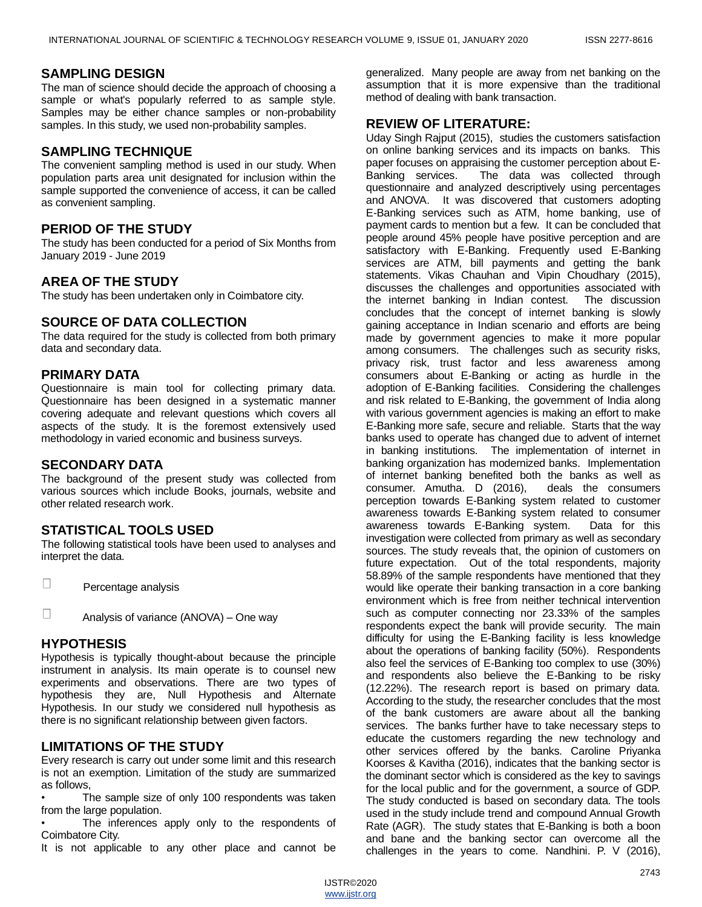## SAMPLING DESIGN

The man of science should decide the approach of choosing a sample or what's popularly referred to as sample style. Samples may be either chance samples or non-probability samples. In this study, we used non-probability samples.

## SAMPLING TECHNIQUE

The convenient sampling method is used in our study. When population parts area unit designated for inclusion within the sample supported the convenience of access, it can be called as convenient sampling.

## PERIOD OF THE STUDY

The study has been conducted for a period of Six Months from January 2019 - June 2019

## AREA OF THE STUDY

The study has been undertaken only in Coimbatore city.

## SOURCE OF DATA COLLECTION

The data required for the study is collected from both primary data and secondary data.

## PRIMARY DATA

Questionnaire is main tool for collecting primary data. Questionnaire has been designed in a systematic manner covering adequate and relevant questions which covers all aspects of the study. It is the foremost extensively used methodology in varied economic and business surveys.

## SECONDARY DATA

The background of the present study was collected from various sources which include Books, journals, website and other related research work.

## STATISTICAL TOOLS USED

The following statistical tools have been used to analyses and interpret the data.

- Percentage analysis
- Analysis of variance (ANOVA) – One way

## HYPOTHESIS

Hypothesis is typically thought-about because the principle instrument in analysis. Its main operate is to counsel new experiments and observations. There are two types of hypothesis they are, Null Hypothesis and Alternate Hypothesis. In our study we considered null hypothesis as there is no significant relationship between given factors.

## LIMITATIONS OF THE STUDY

Every research is carry out under some limit and this research is not an exemption. Limitation of the study are summarized as follows,

- The sample size of only 100 respondents was taken from the large population.
- The inferences apply only to the respondents of Coimbatore City.

It is not applicable to any other place and cannot be generalized. Many people are away from net banking on the assumption that it is more expensive than the traditional method of dealing with bank transaction.

## REVIEW OF LITERATURE:

Uday Singh Rajput (2015), studies the customers satisfaction on online banking services and its impacts on banks. This paper focuses on appraising the customer perception about E-Banking services. The data was collected through questionnaire and analyzed descriptively using percentages and ANOVA. It was discovered that customers adopting E-Banking services such as ATM, home banking, use of payment cards to mention but a few. It can be concluded that people around 45% people have positive perception and are satisfactory with E-Banking. Frequently used E-Banking services are ATM, bill payments and getting the bank statements. Vikas Chauhan and Vipin Choudhary (2015), discusses the challenges and opportunities associated with the internet banking in Indian contest. The discussion concludes that the concept of internet banking is slowly gaining acceptance in Indian scenario and efforts are being made by government agencies to make it more popular among consumers. The challenges such as security risks, privacy risk, trust factor and less awareness among consumers about E-Banking or acting as hurdle in the adoption of E-Banking facilities. Considering the challenges and risk related to E-Banking, the government of India along with various government agencies is making an effort to make E-Banking more safe, secure and reliable. Starts that the way banks used to operate has changed due to advent of internet in banking institutions. The implementation of internet in banking organization has modernized banks. Implementation of internet banking benefited both the banks as well as consumer. Amutha. D (2016), deals the consumers perception towards E-Banking system related to customer awareness towards E-Banking system related to consumer awareness towards E-Banking system. Data for this investigation were collected from primary as well as secondary sources. The study reveals that, the opinion of customers on future expectation. Out of the total respondents, majority 58.89% of the sample respondents have mentioned that they would like operate their banking transaction in a core banking environment which is free from neither technical intervention such as computer connecting nor 23.33% of the samples respondents expect the bank will provide security. The main difficulty for using the E-Banking facility is less knowledge about the operations of banking facility (50%). Respondents also feel the services of E-Banking too complex to use (30%) and respondents also believe the E-Banking to be risky (12.22%). The research report is based on primary data. According to the study, the researcher concludes that the most of the bank customers are aware about all the banking services. The banks further have to take necessary steps to educate the customers regarding the new technology and other services offered by the banks. Caroline Priyanka Koorses & Kavitha (2016), indicates that the banking sector is the dominant sector which is considered as the key to savings for the local public and for the government, a source of GDP. The study conducted is based on secondary data. The tools used in the study include trend and compound Annual Growth Rate (AGR). The study states that E-Banking is both a boon and bane and the banking sector can overcome all the challenges in the years to come. Nandhini. P. V (2016),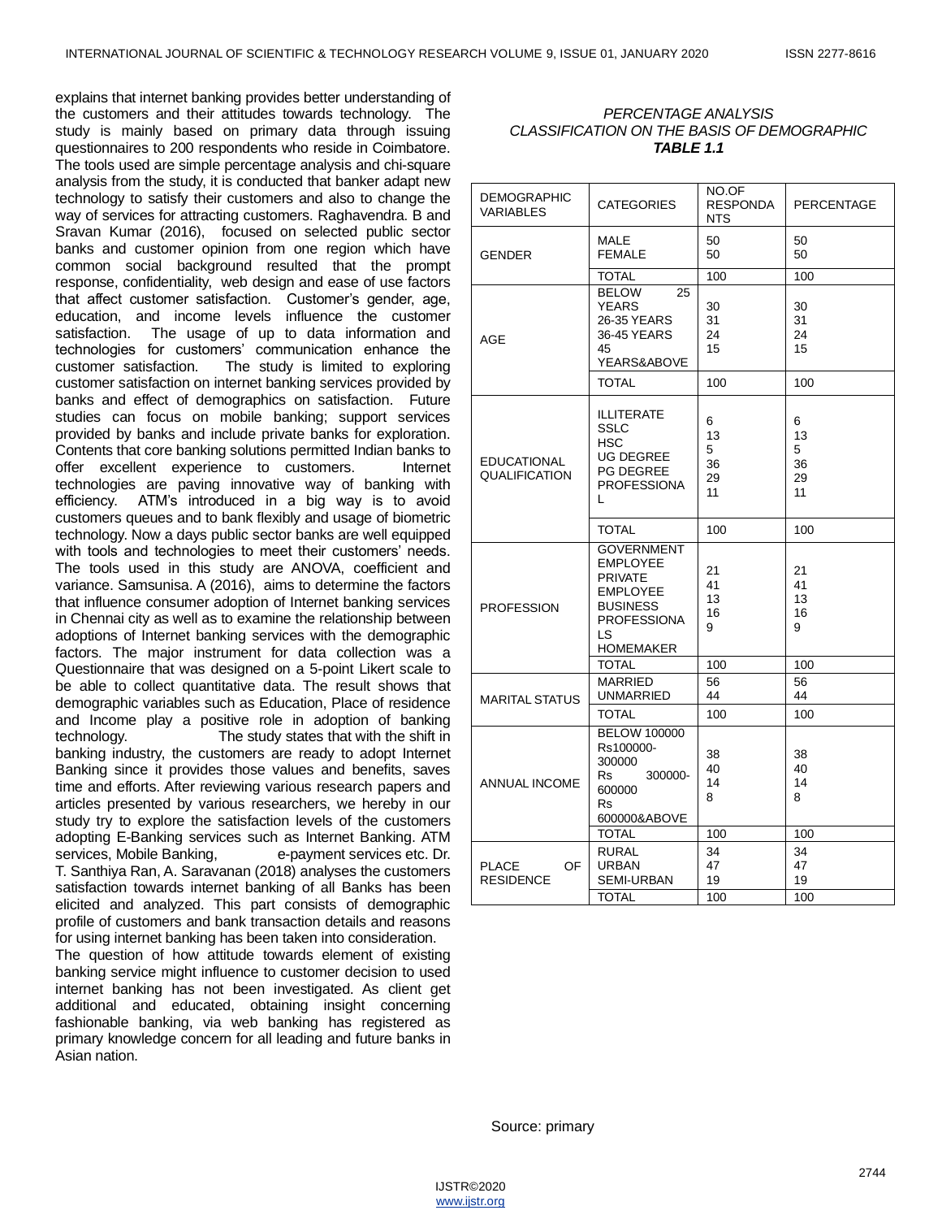explains that internet banking provides better understanding of the customers and their attitudes towards technology. The study is mainly based on primary data through issuing questionnaires to 200 respondents who reside in Coimbatore. The tools used are simple percentage analysis and chi-square analysis from the study, it is conducted that banker adapt new technology to satisfy their customers and also to change the way of services for attracting customers. Raghavendra. B and Sravan Kumar (2016), focused on selected public sector banks and customer opinion from one region which have common social background resulted that the prompt response, confidentiality, web design and ease of use factors that affect customer satisfaction. Customer's gender, age, education, and income levels influence the customer satisfaction. The usage of up to data information and technologies for customers' communication enhance the customer satisfaction. The study is limited to exploring customer satisfaction on internet banking services provided by banks and effect of demographics on satisfaction. Future studies can focus on mobile banking; support services provided by banks and include private banks for exploration. Contents that core banking solutions permitted Indian banks to offer excellent experience to customers. Internet technologies are paving innovative way of banking with efficiency. ATM's introduced in a big way is to avoid customers queues and to bank flexibly and usage of biometric technology. Now a days public sector banks are well equipped with tools and technologies to meet their customers' needs. The tools used in this study are ANOVA, coefficient and variance. Samsunisa. A (2016), aims to determine the factors that influence consumer adoption of Internet banking services in Chennai city as well as to examine the relationship between adoptions of Internet banking services with the demographic factors. The major instrument for data collection was a Questionnaire that was designed on a 5-point Likert scale to be able to collect quantitative data. The result shows that demographic variables such as Education, Place of residence and Income play a positive role in adoption of banking technology. The study states that with the shift in banking industry, the customers are ready to adopt Internet Banking since it provides those values and benefits, saves time and efforts. After reviewing various research papers and articles presented by various researchers, we hereby in our study try to explore the satisfaction levels of the customers adopting E-Banking services such as Internet Banking. ATM services, Mobile Banking, e-payment services etc. Dr. T. Santhiya Ran, A. Saravanan (2018) analyses the customers satisfaction towards internet banking of all Banks has been elicited and analyzed. This part consists of demographic profile of customers and bank transaction details and reasons for using internet banking has been taken into consideration.

The question of how attitude towards element of existing banking service might influence to customer decision to used internet banking has not been investigated. As client get additional and educated, obtaining insight concerning fashionable banking, via web banking has registered as primary knowledge concern for all leading and future banks in Asian nation.

*PERCENTAGE ANALYSIS*
*CLASSIFICATION ON THE BASIS OF DEMOGRAPHIC*
***TABLE 1.1***

| DEMOGRAPHIC VARIABLES | CATEGORIES | NO.OF RESPONDANTS | PERCENTAGE |
|---|---|---|---|
| GENDER | MALE | 50 | 50 |
| | FEMALE | 50 | 50 |
| | TOTAL | 100 | 100 |
| AGE | BELOW 25 YEARS | 30 | 30 |
| | 26-35 YEARS | 31 | 31 |
| | 36-45 YEARS | 24 | 24 |
| | 45 YEARS&ABOVE | 15 | 15 |
| | TOTAL | 100 | 100 |
| EDUCATIONAL QUALIFICATION | ILLITERATE | 6 | 6 |
| | SSLC | 13 | 13 |
| | HSC | 5 | 5 |
| | UG DEGREE | 36 | 36 |
| | PG DEGREE | 29 | 29 |
| | PROFESSIONAL | 11 | 11 |
| | TOTAL | 100 | 100 |
| PROFESSION | GOVERNMENT EMPLOYEE | 21 | 21 |
| | PRIVATE EMPLOYEE | 41 | 41 |
| | BUSINESS | 13 | 13 |
| | PROFESSIONALS | 16 | 16 |
| | HOMEMAKER | 9 | 9 |
| | TOTAL | 100 | 100 |
| MARITAL STATUS | MARRIED | 56 | 56 |
| | UNMARRIED | 44 | 44 |
| | TOTAL | 100 | 100 |
| ANNUAL INCOME | BELOW 100000 | 38 | 38 |
| | Rs100000-300000 | 40 | 40 |
| | Rs 300000-600000 | 14 | 14 |
| | Rs 600000&ABOVE | 8 | 8 |
| | TOTAL | 100 | 100 |
| PLACE OF RESIDENCE | RURAL | 34 | 34 |
| | URBAN | 47 | 47 |
| | SEMI-URBAN | 19 | 19 |
| | TOTAL | 100 | 100 |

Source: primary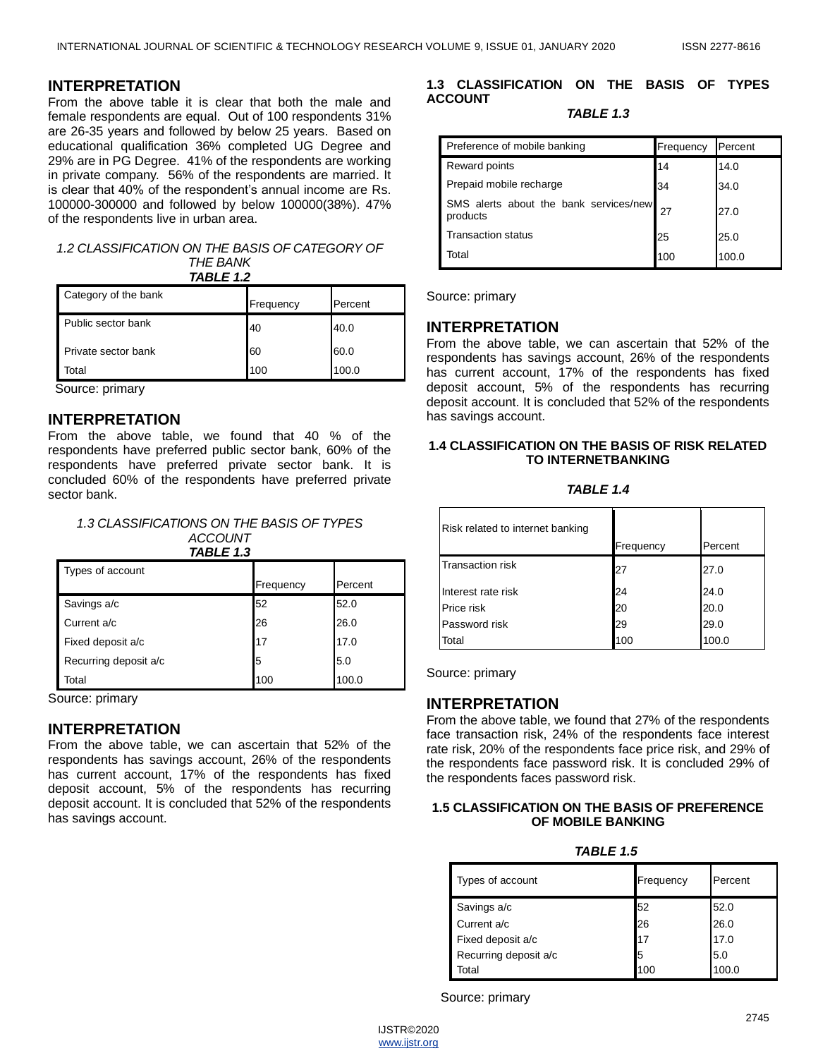## INTERPRETATION

From the above table it is clear that both the male and female respondents are equal. Out of 100 respondents 31% are 26-35 years and followed by below 25 years. Based on educational qualification 36% completed UG Degree and 29% are in PG Degree. 41% of the respondents are working in private company. 56% of the respondents are married. It is clear that 40% of the respondent's annual income are Rs. 100000-300000 and followed by below 100000(38%). 47% of the respondents live in urban area.

*1.2 CLASSIFICATION ON THE BASIS OF CATEGORY OF THE BANK*

***TABLE 1.2***

| Category of the bank | Frequency | Percent |
|---|---|---|
| Public sector bank | 40 | 40.0 |
| Private sector bank | 60 | 60.0 |
| Total | 100 | 100.0 |

Source: primary

## INTERPRETATION

From the above table, we found that 40 % of the respondents have preferred public sector bank, 60% of the respondents have preferred private sector bank. It is concluded 60% of the respondents have preferred private sector bank.

*1.3 CLASSIFICATIONS ON THE BASIS OF TYPES ACCOUNT*

***TABLE 1.3***

| Types of account | Frequency | Percent |
|---|---|---|
| Savings a/c | 52 | 52.0 |
| Current a/c | 26 | 26.0 |
| Fixed deposit a/c | 17 | 17.0 |
| Recurring deposit a/c | 5 | 5.0 |
| Total | 100 | 100.0 |

Source: primary

## INTERPRETATION

From the above table, we can ascertain that 52% of the respondents has savings account, 26% of the respondents has current account, 17% of the respondents has fixed deposit account, 5% of the respondents has recurring deposit account. It is concluded that 52% of the respondents has savings account.

**1.3 CLASSIFICATION ON THE BASIS OF TYPES ACCOUNT**

***TABLE 1.3***

| Preference of mobile banking | Frequency | Percent |
|---|---|---|
| Reward points | 14 | 14.0 |
| Prepaid mobile recharge | 34 | 34.0 |
| SMS alerts about the bank services/new products | 27 | 27.0 |
| Transaction status | 25 | 25.0 |
| Total | 100 | 100.0 |

Source: primary

## INTERPRETATION

From the above table, we can ascertain that 52% of the respondents has savings account, 26% of the respondents has current account, 17% of the respondents has fixed deposit account, 5% of the respondents has recurring deposit account. It is concluded that 52% of the respondents has savings account.

**1.4 CLASSIFICATION ON THE BASIS OF RISK RELATED TO INTERNETBANKING**

***TABLE 1.4***

| Risk related to internet banking | Frequency | Percent |
|---|---|---|
| Transaction risk | 27 | 27.0 |
| Interest rate risk | 24 | 24.0 |
| Price risk | 20 | 20.0 |
| Password risk | 29 | 29.0 |
| Total | 100 | 100.0 |

Source: primary

## INTERPRETATION

From the above table, we found that 27% of the respondents face transaction risk, 24% of the respondents face interest rate risk, 20% of the respondents face price risk, and 29% of the respondents face password risk. It is concluded 29% of the respondents faces password risk.

**1.5 CLASSIFICATION ON THE BASIS OF PREFERENCE OF MOBILE BANKING**

***TABLE 1.5***

| Types of account | Frequency | Percent |
|---|---|---|
| Savings a/c | 52 | 52.0 |
| Current a/c | 26 | 26.0 |
| Fixed deposit a/c | 17 | 17.0 |
| Recurring deposit a/c | 5 | 5.0 |
| Total | 100 | 100.0 |

Source: primary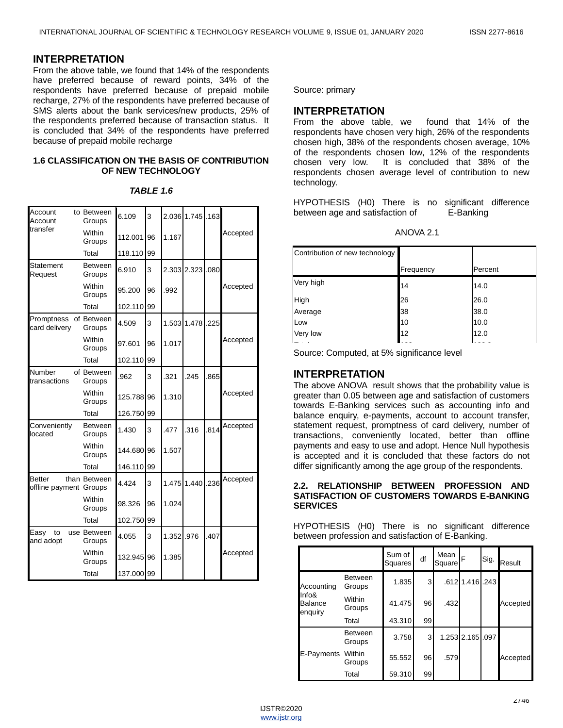## INTERPRETATION

From the above table, we found that 14% of the respondents have preferred because of reward points, 34% of the respondents have preferred because of prepaid mobile recharge, 27% of the respondents have preferred because of SMS alerts about the bank services/new products, 25% of the respondents preferred because of transaction status. It is concluded that 34% of the respondents have preferred because of prepaid mobile recharge

### 1.6 CLASSIFICATION ON THE BASIS OF CONTRIBUTION OF NEW TECHNOLOGY

***TABLE 1.6***

| Contribution of new technology | Frequency | Percent |
|---|---|---|
| Very high | 14 | 14.0 |
| High | 26 | 26.0 |
| Average | 38 | 38.0 |
| Low | 10 | 10.0 |
| Very low | 12 | 12.0 |

Source: primary

## INTERPRETATION

From the above table, we found that 14% of the respondents have chosen very high, 26% of the respondents chosen high, 38% of the respondents chosen average, 10% of the respondents chosen low, 12% of the respondents chosen very low. It is concluded that 38% of the respondents chosen average level of contribution to new technology.

HYPOTHESIS (H0) There is no significant difference between age and satisfaction of E-Banking

ANOVA 2.1

| | | Sum of Squares | df | Mean Square | F | Sig. | Result |
|---|---|---|---|---|---|---|---|
| Account to Account transfer | Between Groups | 6.109 | 3 | 2.036 | 1.745 | .163 | Accepted |
| | Within Groups | 112.001 | 96 | 1.167 | | | |
| | Total | 118.110 | 99 | | | | |
| Statement Request | Between Groups | 6.910 | 3 | 2.303 | 2.323 | .080 | Accepted |
| | Within Groups | 95.200 | 96 | .992 | | | |
| | Total | 102.110 | 99 | | | | |
| Promptness of card delivery | Between Groups | 4.509 | 3 | 1.503 | 1.478 | .225 | Accepted |
| | Within Groups | 97.601 | 96 | 1.017 | | | |
| | Total | 102.110 | 99 | | | | |
| Number of transactions | Between Groups | .962 | 3 | .321 | .245 | .865 | Accepted |
| | Within Groups | 125.788 | 96 | 1.310 | | | |
| | Total | 126.750 | 99 | | | | |
| Conveniently located | Between Groups | 1.430 | 3 | .477 | .316 | .814 | Accepted |
| | Within Groups | 144.680 | 96 | 1.507 | | | |
| | Total | 146.110 | 99 | | | | |
| Better than offline payment | Between Groups | 4.424 | 3 | 1.475 | 1.440 | .236 | Accepted |
| | Within Groups | 98.326 | 96 | 1.024 | | | |
| | Total | 102.750 | 99 | | | | |
| Easy to use and adopt | Between Groups | 4.055 | 3 | 1.352 | .976 | .407 | Accepted |
| | Within Groups | 132.945 | 96 | 1.385 | | | |
| | Total | 137.000 | 99 | | | | |

Source: Computed, at 5% significance level

## INTERPRETATION

The above ANOVA result shows that the probability value is greater than 0.05 between age and satisfaction of customers towards E-Banking services such as accounting info and balance enquiry, e-payments, account to account transfer, statement request, promptness of card delivery, number of transactions, conveniently located, better than offline payments and easy to use and adopt. Hence Null hypothesis is accepted and it is concluded that these factors do not differ significantly among the age group of the respondents.

### 2.2. RELATIONSHIP BETWEEN PROFESSION AND SATISFACTION OF CUSTOMERS TOWARDS E-BANKING SERVICES

HYPOTHESIS (H0) There is no significant difference between profession and satisfaction of E-Banking.

| | | Sum of Squares | df | Mean Square | F | Sig. | Result |
|---|---|---|---|---|---|---|---|
| Accounting Info& Balance enquiry | Between Groups | 1.835 | 3 | .612 | 1.416 | .243 | Accepted |
| | Within Groups | 41.475 | 96 | .432 | | | |
| | Total | 43.310 | 99 | | | | |
| E-Payments | Between Groups | 3.758 | 3 | 1.253 | 2.165 | .097 | Accepted |
| | Within Groups | 55.552 | 96 | .579 | | | |
| | Total | 59.310 | 99 | | | | |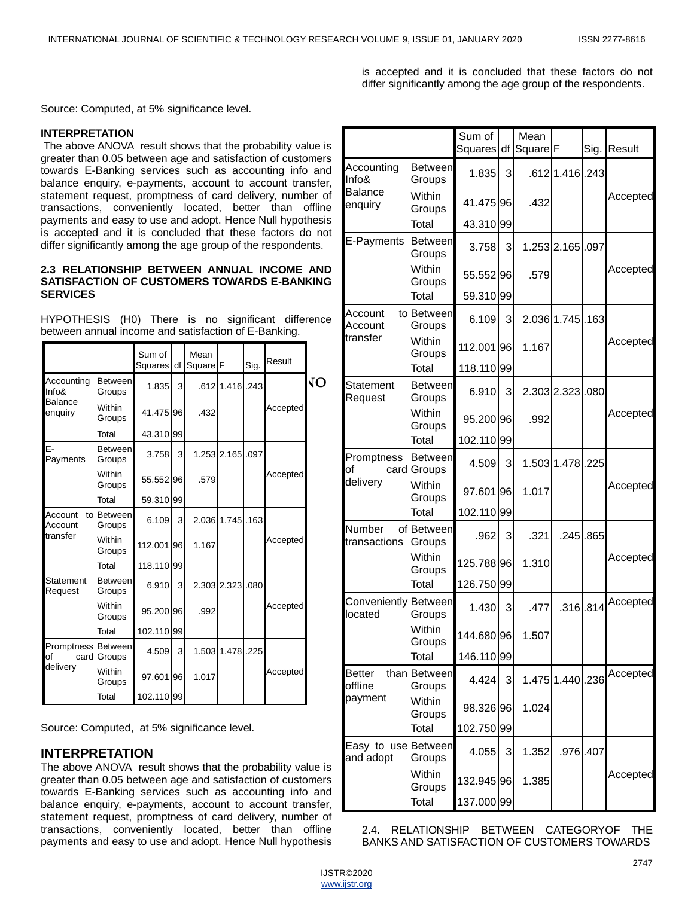Source: Computed, at 5% significance level.

**INTERPRETATION**

The above ANOVA result shows that the probability value is greater than 0.05 between age and satisfaction of customers towards E-Banking services such as accounting info and balance enquiry, e-payments, account to account transfer, statement request, promptness of card delivery, number of transactions, conveniently located, better than offline payments and easy to use and adopt. Hence Null hypothesis is accepted and it is concluded that these factors do not differ significantly among the age group of the respondents.

**2.3 RELATIONSHIP BETWEEN ANNUAL INCOME AND SATISFACTION OF CUSTOMERS TOWARDS E-BANKING SERVICES**

HYPOTHESIS (H0) There is no significant difference between annual income and satisfaction of E-Banking.

| | | Sum of Squares | df | Mean Square | F | Sig. | Result |
|---|---|---|---|---|---|---|---|
| Accounting Info& Balance enquiry | Between Groups | 1.835 | 3 | .612 | 1.416 | .243 | Accepted |
| | Within Groups | 41.475 | 96 | .432 | | | |
| | Total | 43.310 | 99 | | | | |
| E-Payments | Between Groups | 3.758 | 3 | 1.253 | 2.165 | .097 | Accepted |
| | Within Groups | 55.552 | 96 | .579 | | | |
| | Total | 59.310 | 99 | | | | |
| Account to Account transfer | Between Groups | 6.109 | 3 | 2.036 | 1.745 | .163 | Accepted |
| | Within Groups | 112.001 | 96 | 1.167 | | | |
| | Total | 118.110 | 99 | | | | |
| Statement Request | Between Groups | 6.910 | 3 | 2.303 | 2.323 | .080 | Accepted |
| | Within Groups | 95.200 | 96 | .992 | | | |
| | Total | 102.110 | 99 | | | | |
| Promptness of card delivery | Between Groups | 4.509 | 3 | 1.503 | 1.478 | .225 | Accepted |
| | Within Groups | 97.601 | 96 | 1.017 | | | |
| | Total | 102.110 | 99 | | | | |
| Number of transactions | Between Groups | .962 | 3 | .321 | .245 | .865 | Accepted |
| | Within Groups | 125.788 | 96 | 1.310 | | | |
| | Total | 126.750 | 99 | | | | |
| Conveniently located | Between Groups | 1.430 | 3 | .477 | .316 | .814 | Accepted |
| | Within Groups | 144.680 | 96 | 1.507 | | | |
| | Total | 146.110 | 99 | | | | |
| Better than offline payment | Between Groups | 4.424 | 3 | 1.475 | 1.440 | .236 | Accepted |
| | Within Groups | 98.326 | 96 | 1.024 | | | |
| | Total | 102.750 | 99 | | | | |
| Easy to use and adopt | Between Groups | 4.055 | 3 | 1.352 | .976 | .407 | Accepted |
| | Within Groups | 132.945 | 96 | 1.385 | | | |
| | Total | 137.000 | 99 | | | | |

Source: Computed, at 5% significance level.

## INTERPRETATION

The above ANOVA result shows that the probability value is greater than 0.05 between age and satisfaction of customers towards E-Banking services such as accounting info and balance enquiry, e-payments, account to account transfer, statement request, promptness of card delivery, number of transactions, conveniently located, better than offline payments and easy to use and adopt. Hence Null hypothesis is accepted and it is concluded that these factors do not differ significantly among the age group of the respondents.

2.4. RELATIONSHIP BETWEEN CATEGORYOF THE BANKS AND SATISFACTION OF CUSTOMERS TOWARDS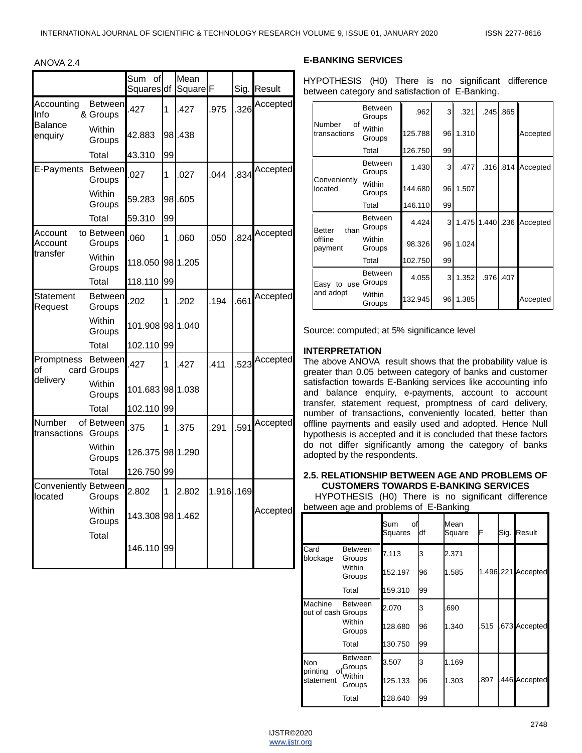ANOVA 2.4

| | | Sum of Squares | df | Mean Square | F | Sig. | Result |
|---|---|---|---|---|---|---|---|
| Accounting Info & Balance enquiry | Between Groups | .427 | 1 | .427 | .975 | .326 | Accepted |
| | Within Groups | 42.883 | 98 | .438 | | | |
| | Total | 43.310 | 99 | | | | |
| E-Payments | Between Groups | .027 | 1 | .027 | .044 | .834 | Accepted |
| | Within Groups | 59.283 | 98 | .605 | | | |
| | Total | 59.310 | 99 | | | | |
| Account to Account transfer | Between Groups | .060 | 1 | .060 | .050 | .824 | Accepted |
| | Within Groups | 118.050 | 98 | 1.205 | | | |
| | Total | 118.110 | 99 | | | | |
| Statement Request | Between Groups | .202 | 1 | .202 | .194 | .661 | Accepted |
| | Within Groups | 101.908 | 98 | 1.040 | | | |
| | Total | 102.110 | 99 | | | | |
| Promptness of card delivery | Between Groups | .427 | 1 | .427 | .411 | .523 | Accepted |
| | Within Groups | 101.683 | 98 | 1.038 | | | |
| | Total | 102.110 | 99 | | | | |
| Number of transactions | Between Groups | .375 | 1 | .375 | .291 | .591 | Accepted |
| | Within Groups | 126.375 | 98 | 1.290 | | | |
| | Total | 126.750 | 99 | | | | |
| Conveniently located | Between Groups | 2.802 | 1 | 2.802 | 1.916 | .169 | |
| | Within Groups | 143.308 | 98 | 1.462 | | | Accepted |
| | Total | 146.110 | 99 | | | | |

### E-BANKING SERVICES

HYPOTHESIS (H0) There is no significant difference between category and satisfaction of E-Banking.

| | | | | | | | |
|---|---|---|---|---|---|---|---|
| Number of transactions | Between Groups | .962 | 3 | .321 | .245 | .865 | |
| | Within Groups | 125.788 | 96 | 1.310 | | | Accepted |
| | Total | 126.750 | 99 | | | | |
| Conveniently located | Between Groups | 1.430 | 3 | .477 | .316 | .814 | Accepted |
| | Within Groups | 144.680 | 96 | 1.507 | | | |
| | Total | 146.110 | 99 | | | | |
| Better than offline payment | Between Groups | 4.424 | 3 | 1.475 | 1.440 | .236 | Accepted |
| | Within Groups | 98.326 | 96 | 1.024 | | | |
| | Total | 102.750 | 99 | | | | |
| Easy to use and adopt | Between Groups | 4.055 | 3 | 1.352 | .976 | .407 | |
| | Within Groups | 132.945 | 96 | 1.385 | | | Accepted |

Source: computed; at 5% significance level

**INTERPRETATION**

The above ANOVA result shows that the probability value is greater than 0.05 between category of banks and customer satisfaction towards E-Banking services like accounting info and balance enquiry, e-payments, account to account transfer, statement request, promptness of card delivery, number of transactions, conveniently located, better than offline payments and easily used and adopted. Hence Null hypothesis is accepted and it is concluded that these factors do not differ significantly among the category of banks adopted by the respondents.

### 2.5. RELATIONSHIP BETWEEN AGE AND PROBLEMS OF CUSTOMERS TOWARDS E-BANKING SERVICES

HYPOTHESIS (H0) There is no significant difference between age and problems of E-Banking

| | | Sum of Squares | df | Mean Square | F | Sig. | Result |
|---|---|---|---|---|---|---|---|
| Card blockage | Between Groups | 7.113 | 3 | 2.371 | | | |
| | Within Groups | 152.197 | 96 | 1.585 | 1.496 | .221 | Accepted |
| | Total | 159.310 | 99 | | | | |
| Machine out of cash | Between Groups | 2.070 | 3 | .690 | | | |
| | Within Groups | 128.680 | 96 | 1.340 | .515 | .673 | Accepted |
| | Total | 130.750 | 99 | | | | |
| Non printing of statement | Between Groups | 3.507 | 3 | 1.169 | | | |
| | Within Groups | 125.133 | 96 | 1.303 | .897 | .446 | Accepted |
| | Total | 128.640 | 99 | | | | |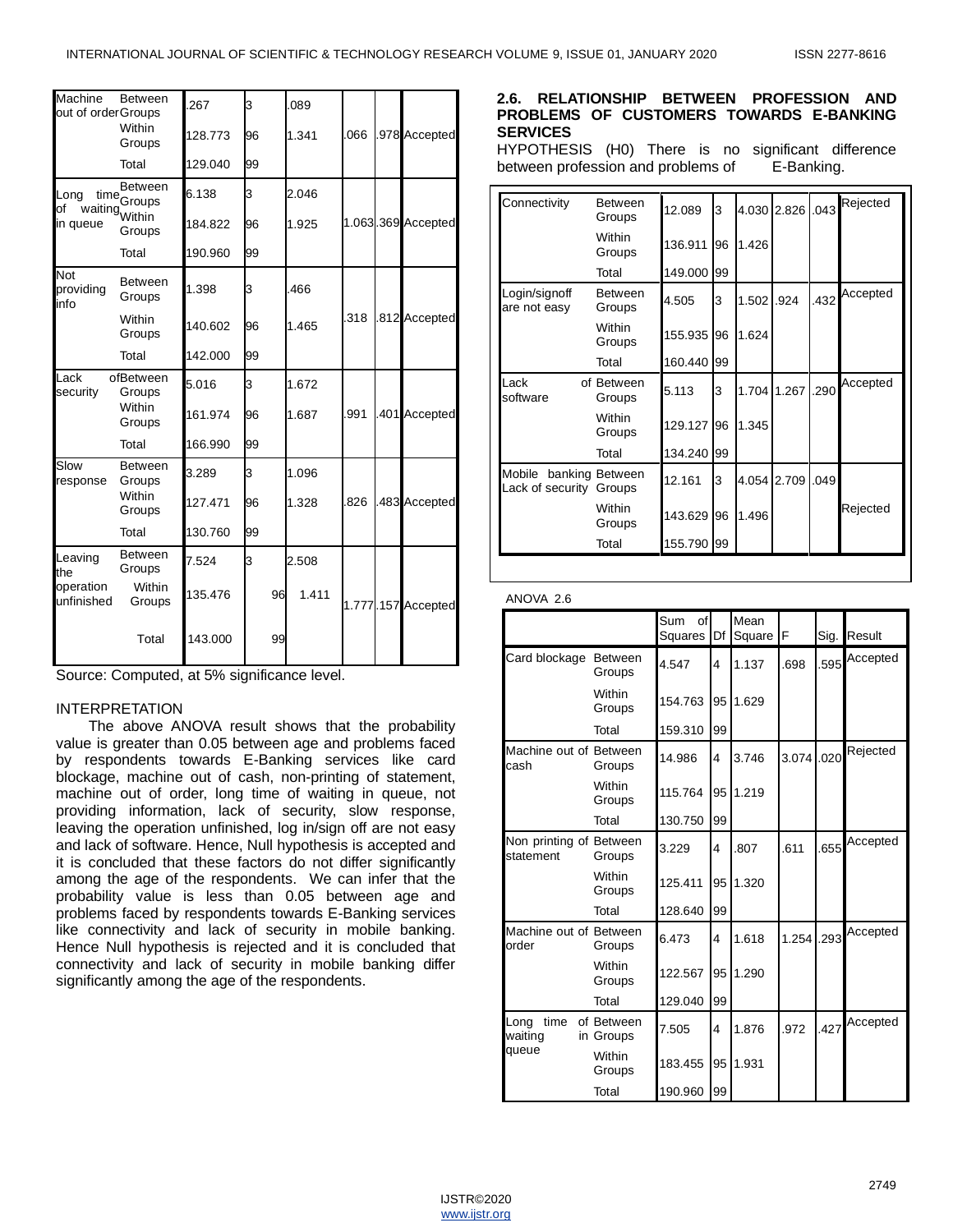| | | | | | | | |
|---|---|---|---|---|---|---|---|
| Machine out of order | Between Groups | .267 | 3 | .089 | .066 | .978 | Accepted |
| | Within Groups | 128.773 | 96 | 1.341 | | | |
| | Total | 129.040 | 99 | | | | |
| Long time of waiting in queue | Between Groups | 6.138 | 3 | 2.046 | 1.063 | .369 | Accepted |
| | Within Groups | 184.822 | 96 | 1.925 | | | |
| | Total | 190.960 | 99 | | | | |
| Not providing info | Between Groups | 1.398 | 3 | .466 | .318 | .812 | Accepted |
| | Within Groups | 140.602 | 96 | 1.465 | | | |
| | Total | 142.000 | 99 | | | | |
| Lack of security | Between Groups | 5.016 | 3 | 1.672 | .991 | .401 | Accepted |
| | Within Groups | 161.974 | 96 | 1.687 | | | |
| | Total | 166.990 | 99 | | | | |
| Slow response | Between Groups | 3.289 | 3 | 1.096 | .826 | .483 | Accepted |
| | Within Groups | 127.471 | 96 | 1.328 | | | |
| | Total | 130.760 | 99 | | | | |
| Leaving the operation unfinished | Between Groups | 7.524 | 3 | 2.508 | 1.777 | .157 | Accepted |
| | Within Groups | 135.476 | 96 | 1.411 | | | |
| | Total | 143.000 | 99 | | | | |

Source: Computed, at 5% significance level.

INTERPRETATION

The above ANOVA result shows that the probability value is greater than 0.05 between age and problems faced by respondents towards E-Banking services like card blockage, machine out of cash, non-printing of statement, machine out of order, long time of waiting in queue, not providing information, lack of security, slow response, leaving the operation unfinished, log in/sign off are not easy and lack of software. Hence, Null hypothesis is accepted and it is concluded that these factors do not differ significantly among the age of the respondents. We can infer that the probability value is less than 0.05 between age and problems faced by respondents towards E-Banking services like connectivity and lack of security in mobile banking. Hence Null hypothesis is rejected and it is concluded that connectivity and lack of security in mobile banking differ significantly among the age of the respondents.

## 2.6. RELATIONSHIP BETWEEN PROFESSION AND PROBLEMS OF CUSTOMERS TOWARDS E-BANKING SERVICES

HYPOTHESIS (H0) There is no significant difference between profession and problems of E-Banking.

| | | | | | | | |
|---|---|---|---|---|---|---|---|
| Connectivity | Between Groups | 12.089 | 3 | 4.030 | 2.826 | .043 | Rejected |
| | Within Groups | 136.911 | 96 | 1.426 | | | |
| | Total | 149.000 | 99 | | | | |
| Login/signoff are not easy | Between Groups | 4.505 | 3 | 1.502 | .924 | .432 | Accepted |
| | Within Groups | 155.935 | 96 | 1.624 | | | |
| | Total | 160.440 | 99 | | | | |
| Lack of software | Between Groups | 5.113 | 3 | 1.704 | 1.267 | .290 | Accepted |
| | Within Groups | 129.127 | 96 | 1.345 | | | |
| | Total | 134.240 | 99 | | | | |
| Mobile banking Lack of security | Between Groups | 12.161 | 3 | 4.054 | 2.709 | .049 | Rejected |
| | Within Groups | 143.629 | 96 | 1.496 | | | |
| | Total | 155.790 | 99 | | | | |

ANOVA 2.6

| | | Sum of Squares | Df | Mean Square | F | Sig. | Result |
|---|---|---|---|---|---|---|---|
| Card blockage | Between Groups | 4.547 | 4 | 1.137 | .698 | .595 | Accepted |
| | Within Groups | 154.763 | 95 | 1.629 | | | |
| | Total | 159.310 | 99 | | | | |
| Machine out of cash | Between Groups | 14.986 | 4 | 3.746 | 3.074 | .020 | Rejected |
| | Within Groups | 115.764 | 95 | 1.219 | | | |
| | Total | 130.750 | 99 | | | | |
| Non printing of statement | Between Groups | 3.229 | 4 | .807 | .611 | .655 | Accepted |
| | Within Groups | 125.411 | 95 | 1.320 | | | |
| | Total | 128.640 | 99 | | | | |
| Machine out of order | Between Groups | 6.473 | 4 | 1.618 | 1.254 | .293 | Accepted |
| | Within Groups | 122.567 | 95 | 1.290 | | | |
| | Total | 129.040 | 99 | | | | |
| Long time of waiting in queue | Between Groups | 7.505 | 4 | 1.876 | .972 | .427 | Accepted |
| | Within Groups | 183.455 | 95 | 1.931 | | | |
| | Total | 190.960 | 99 | | | | |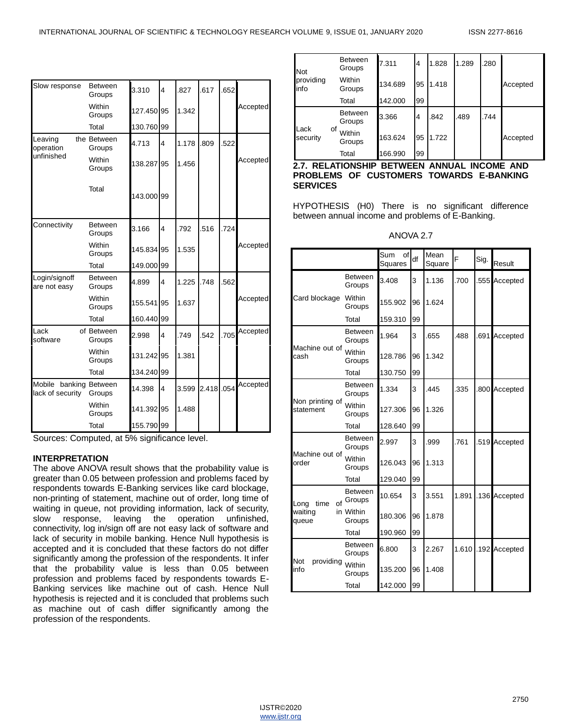| | | | | | | | |
|---|---|---|---|---|---|---|---|
| Slow response | Between Groups | 3.310 | 4 | .827 | .617 | .652 | Accepted |
| | Within Groups | 127.450 | 95 | 1.342 | | | |
| | Total | 130.760 | 99 | | | | |
| Leaving the operation unfinished | Between Groups | 4.713 | 4 | 1.178 | .809 | .522 | Accepted |
| | Within Groups | 138.287 | 95 | 1.456 | | | |
| | Total | 143.000 | 99 | | | | |
| Connectivity | Between Groups | 3.166 | 4 | .792 | .516 | .724 | Accepted |
| | Within Groups | 145.834 | 95 | 1.535 | | | |
| | Total | 149.000 | 99 | | | | |
| Login/signoff are not easy | Between Groups | 4.899 | 4 | 1.225 | .748 | .562 | Accepted |
| | Within Groups | 155.541 | 95 | 1.637 | | | |
| | Total | 160.440 | 99 | | | | |
| Lack of software | Between Groups | 2.998 | 4 | .749 | .542 | .705 | Accepted |
| | Within Groups | 131.242 | 95 | 1.381 | | | |
| | Total | 134.240 | 99 | | | | |
| Mobile banking lack of security | Between Groups | 14.398 | 4 | 3.599 | 2.418 | .054 | Accepted |
| | Within Groups | 141.392 | 95 | 1.488 | | | |
| | Total | 155.790 | 99 | | | | |

Sources: Computed, at 5% significance level.

**INTERPRETATION**

The above ANOVA result shows that the probability value is greater than 0.05 between profession and problems faced by respondents towards E-Banking services like card blockage, non-printing of statement, machine out of order, long time of waiting in queue, not providing information, lack of security, slow response, leaving the operation unfinished, connectivity, log in/sign off are not easy lack of software and lack of security in mobile banking. Hence Null hypothesis is accepted and it is concluded that these factors do not differ significantly among the profession of the respondents. It infer that the probability value is less than 0.05 between profession and problems faced by respondents towards E-Banking services like machine out of cash. Hence Null hypothesis is rejected and it is concluded that problems such as machine out of cash differ significantly among the profession of the respondents.

| | | | | | | | |
|---|---|---|---|---|---|---|---|
| Not providing info | Between Groups | 7.311 | 4 | 1.828 | 1.289 | .280 | Accepted |
| | Within Groups | 134.689 | 95 | 1.418 | | | |
| | Total | 142.000 | 99 | | | | |
| Lack of security | Between Groups | 3.366 | 4 | .842 | .489 | .744 | Accepted |
| | Within Groups | 163.624 | 95 | 1.722 | | | |
| | Total | 166.990 | 99 | | | | |

## 2.7. RELATIONSHIP BETWEEN ANNUAL INCOME AND PROBLEMS OF CUSTOMERS TOWARDS E-BANKING SERVICES

HYPOTHESIS (H0) There is no significant difference between annual income and problems of E-Banking.

ANOVA 2.7

| | | Sum of Squares | df | Mean Square | F | Sig. | Result |
|---|---|---|---|---|---|---|---|
| Card blockage | Between Groups | 3.408 | 3 | 1.136 | .700 | .555 | Accepted |
| | Within Groups | 155.902 | 96 | 1.624 | | | |
| | Total | 159.310 | 99 | | | | |
| Machine out of cash | Between Groups | 1.964 | 3 | .655 | .488 | .691 | Accepted |
| | Within Groups | 128.786 | 96 | 1.342 | | | |
| | Total | 130.750 | 99 | | | | |
| Non printing of statement | Between Groups | 1.334 | 3 | .445 | .335 | .800 | Accepted |
| | Within Groups | 127.306 | 96 | 1.326 | | | |
| | Total | 128.640 | 99 | | | | |
| Machine out of order | Between Groups | 2.997 | 3 | .999 | .761 | .519 | Accepted |
| | Within Groups | 126.043 | 96 | 1.313 | | | |
| | Total | 129.040 | 99 | | | | |
| Long time of waiting in queue | Between Groups | 10.654 | 3 | 3.551 | 1.891 | .136 | Accepted |
| | Within Groups | 180.306 | 96 | 1.878 | | | |
| | Total | 190.960 | 99 | | | | |
| Not providing info | Between Groups | 6.800 | 3 | 2.267 | 1.610 | .192 | Accepted |
| | Within Groups | 135.200 | 96 | 1.408 | | | |
| | Total | 142.000 | 99 | | | | |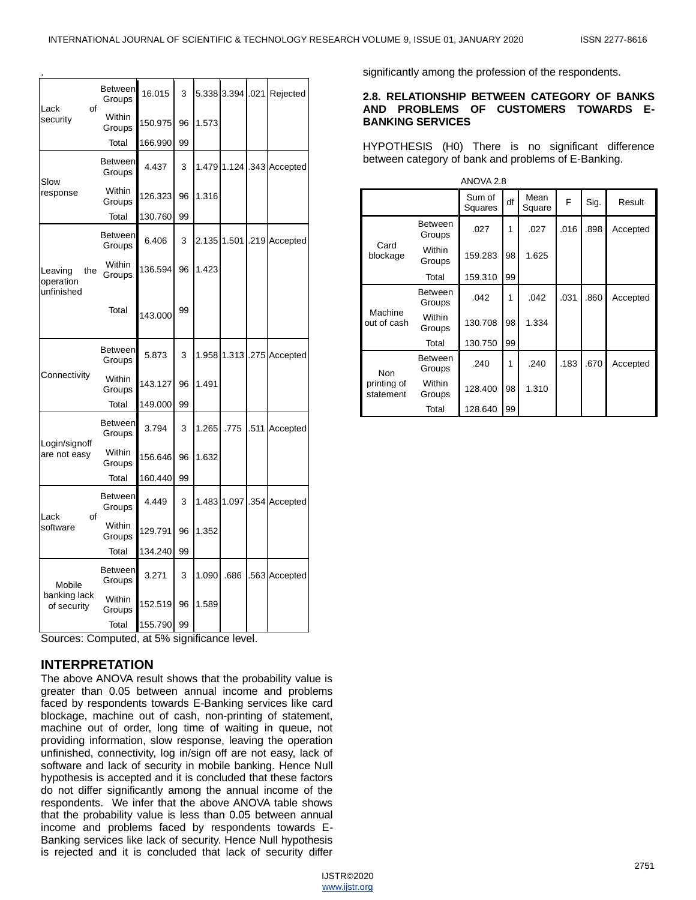| | | | | | | | |
|---|---|---|---|---|---|---|---|
| Lack of security | Between Groups | 16.015 | 3 | 5.338 | 3.394 | .021 | Rejected |
| | Within Groups | 150.975 | 96 | 1.573 | | | |
| | Total | 166.990 | 99 | | | | |
| Slow response | Between Groups | 4.437 | 3 | 1.479 | 1.124 | .343 | Accepted |
| | Within Groups | 126.323 | 96 | 1.316 | | | |
| | Total | 130.760 | 99 | | | | |
| Leaving the operation unfinished | Between Groups | 6.406 | 3 | 2.135 | 1.501 | .219 | Accepted |
| | Within Groups | 136.594 | 96 | 1.423 | | | |
| | Total | 143.000 | 99 | | | | |
| Connectivity | Between Groups | 5.873 | 3 | 1.958 | 1.313 | .275 | Accepted |
| | Within Groups | 143.127 | 96 | 1.491 | | | |
| | Total | 149.000 | 99 | | | | |
| Login/signoff are not easy | Between Groups | 3.794 | 3 | 1.265 | .775 | .511 | Accepted |
| | Within Groups | 156.646 | 96 | 1.632 | | | |
| | Total | 160.440 | 99 | | | | |
| Lack of software | Between Groups | 4.449 | 3 | 1.483 | 1.097 | .354 | Accepted |
| | Within Groups | 129.791 | 96 | 1.352 | | | |
| | Total | 134.240 | 99 | | | | |
| Mobile banking lack of security | Between Groups | 3.271 | 3 | 1.090 | .686 | .563 | Accepted |
| | Within Groups | 152.519 | 96 | 1.589 | | | |
| | Total | 155.790 | 99 | | | | |

Sources: Computed, at 5% significance level.

## INTERPRETATION

The above ANOVA result shows that the probability value is greater than 0.05 between annual income and problems faced by respondents towards E-Banking services like card blockage, machine out of cash, non-printing of statement, machine out of order, long time of waiting in queue, not providing information, slow response, leaving the operation unfinished, connectivity, log in/sign off are not easy, lack of software and lack of security in mobile banking. Hence Null hypothesis is accepted and it is concluded that these factors do not differ significantly among the annual income of the respondents. We infer that the above ANOVA table shows that the probability value is less than 0.05 between annual income and problems faced by respondents towards E-Banking services like lack of security. Hence Null hypothesis is rejected and it is concluded that lack of security differ significantly among the profession of the respondents.

### 2.8. RELATIONSHIP BETWEEN CATEGORY OF BANKS AND PROBLEMS OF CUSTOMERS TOWARDS E-BANKING SERVICES

HYPOTHESIS (H0) There is no significant difference between category of bank and problems of E-Banking.

ANOVA 2.8

| | | Sum of Squares | df | Mean Square | F | Sig. | Result |
|---|---|---|---|---|---|---|---|
| Card blockage | Between Groups | .027 | 1 | .027 | .016 | .898 | Accepted |
| | Within Groups | 159.283 | 98 | 1.625 | | | |
| | Total | 159.310 | 99 | | | | |
| Machine out of cash | Between Groups | .042 | 1 | .042 | .031 | .860 | Accepted |
| | Within Groups | 130.708 | 98 | 1.334 | | | |
| | Total | 130.750 | 99 | | | | |
| Non printing of statement | Between Groups | .240 | 1 | .240 | .183 | .670 | Accepted |
| | Within Groups | 128.400 | 98 | 1.310 | | | |
| | Total | 128.640 | 99 | | | | |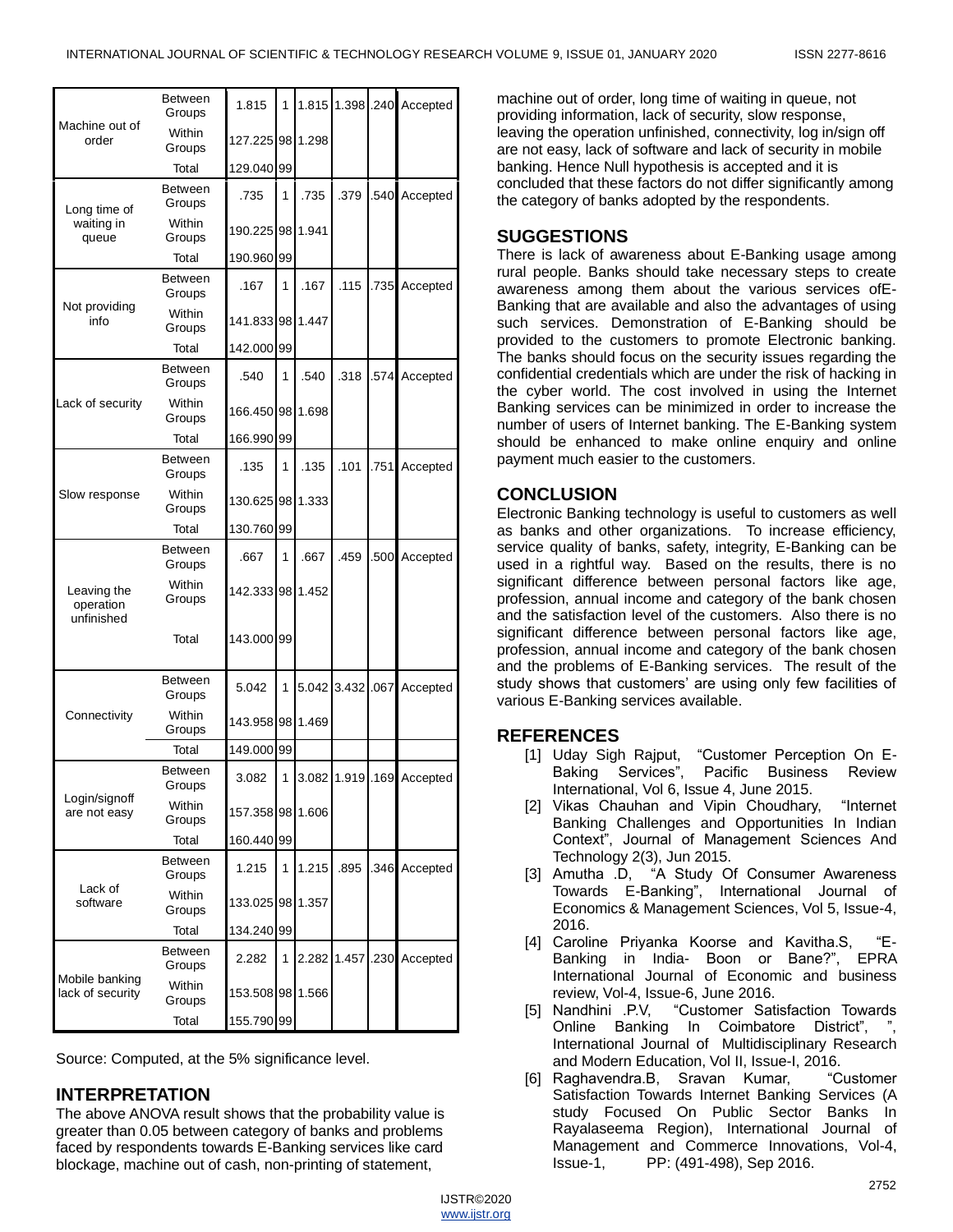| | | | | | | | |
|---|---|---|---|---|---|---|---|
| Machine out of order | Between Groups | 1.815 | 1 | 1.815 | 1.398 | .240 | Accepted |
| | Within Groups | 127.225 | 98 | 1.298 | | | |
| | Total | 129.040 | 99 | | | | |
| Long time of waiting in queue | Between Groups | .735 | 1 | .735 | .379 | .540 | Accepted |
| | Within Groups | 190.225 | 98 | 1.941 | | | |
| | Total | 190.960 | 99 | | | | |
| Not providing info | Between Groups | .167 | 1 | .167 | .115 | .735 | Accepted |
| | Within Groups | 141.833 | 98 | 1.447 | | | |
| | Total | 142.000 | 99 | | | | |
| Lack of security | Between Groups | .540 | 1 | .540 | .318 | .574 | Accepted |
| | Within Groups | 166.450 | 98 | 1.698 | | | |
| | Total | 166.990 | 99 | | | | |
| Slow response | Between Groups | .135 | 1 | .135 | .101 | .751 | Accepted |
| | Within Groups | 130.625 | 98 | 1.333 | | | |
| | Total | 130.760 | 99 | | | | |
| Leaving the operation unfinished | Between Groups | .667 | 1 | .667 | .459 | .500 | Accepted |
| | Within Groups | 142.333 | 98 | 1.452 | | | |
| | Total | 143.000 | 99 | | | | |
| Connectivity | Between Groups | 5.042 | 1 | 5.042 | 3.432 | .067 | Accepted |
| | Within Groups | 143.958 | 98 | 1.469 | | | |
| | Total | 149.000 | 99 | | | | |
| Login/signoff are not easy | Between Groups | 3.082 | 1 | 3.082 | 1.919 | .169 | Accepted |
| | Within Groups | 157.358 | 98 | 1.606 | | | |
| | Total | 160.440 | 99 | | | | |
| Lack of software | Between Groups | 1.215 | 1 | 1.215 | .895 | .346 | Accepted |
| | Within Groups | 133.025 | 98 | 1.357 | | | |
| | Total | 134.240 | 99 | | | | |
| Mobile banking lack of security | Between Groups | 2.282 | 1 | 2.282 | 1.457 | .230 | Accepted |
| | Within Groups | 153.508 | 98 | 1.566 | | | |
| | Total | 155.790 | 99 | | | | |

Source: Computed, at the 5% significance level.

## INTERPRETATION

The above ANOVA result shows that the probability value is greater than 0.05 between category of banks and problems faced by respondents towards E-Banking services like card blockage, machine out of cash, non-printing of statement, machine out of order, long time of waiting in queue, not providing information, lack of security, slow response, leaving the operation unfinished, connectivity, log in/sign off are not easy, lack of software and lack of security in mobile banking. Hence Null hypothesis is accepted and it is concluded that these factors do not differ significantly among the category of banks adopted by the respondents.

## SUGGESTIONS

There is lack of awareness about E-Banking usage among rural people. Banks should take necessary steps to create awareness among them about the various services ofE-Banking that are available and also the advantages of using such services. Demonstration of E-Banking should be provided to the customers to promote Electronic banking. The banks should focus on the security issues regarding the confidential credentials which are under the risk of hacking in the cyber world. The cost involved in using the Internet Banking services can be minimized in order to increase the number of users of Internet banking. The E-Banking system should be enhanced to make online enquiry and online payment much easier to the customers.

## CONCLUSION

Electronic Banking technology is useful to customers as well as banks and other organizations. To increase efficiency, service quality of banks, safety, integrity, E-Banking can be used in a rightful way. Based on the results, there is no significant difference between personal factors like age, profession, annual income and category of the bank chosen and the satisfaction level of the customers. Also there is no significant difference between personal factors like age, profession, annual income and category of the bank chosen and the problems of E-Banking services. The result of the study shows that customers' are using only few facilities of various E-Banking services available.

## REFERENCES

[1] Uday Sigh Rajput, "Customer Perception On E-Baking Services", Pacific Business Review International, Vol 6, Issue 4, June 2015.

[2] Vikas Chauhan and Vipin Choudhary, "Internet Banking Challenges and Opportunities In Indian Context", Journal of Management Sciences And Technology 2(3), Jun 2015.

[3] Amutha .D, "A Study Of Consumer Awareness Towards E-Banking", International Journal of Economics & Management Sciences, Vol 5, Issue-4, 2016.

[4] Caroline Priyanka Koorse and Kavitha.S, "E-Banking in India- Boon or Bane?", EPRA International Journal of Economic and business review, Vol-4, Issue-6, June 2016.

[5] Nandhini .P.V, "Customer Satisfaction Towards Online Banking In Coimbatore District", ", International Journal of Multidisciplinary Research and Modern Education, Vol II, Issue-I, 2016.

[6] Raghavendra.B, Sravan Kumar, "Customer Satisfaction Towards Internet Banking Services (A study Focused On Public Sector Banks In Rayalaseema Region), International Journal of Management and Commerce Innovations, Vol-4, Issue-1, PP: (491-498), Sep 2016.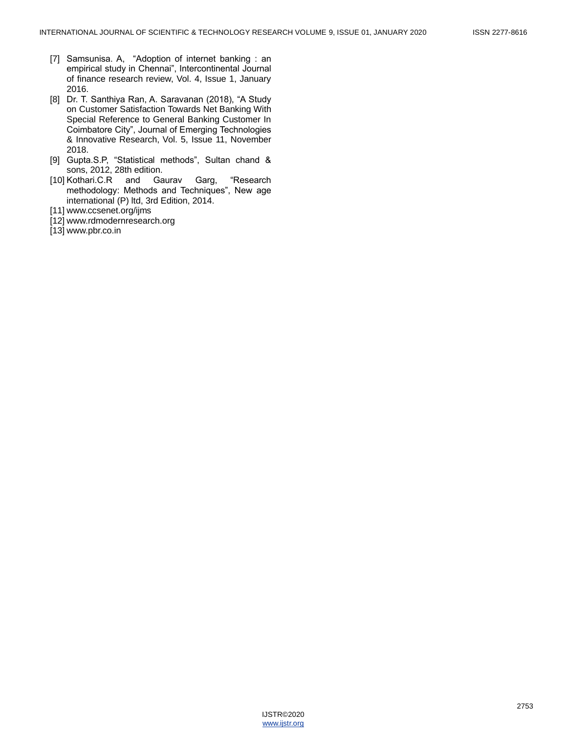[7] Samsunisa. A, "Adoption of internet banking : an empirical study in Chennai", Intercontinental Journal of finance research review, Vol. 4, Issue 1, January 2016.

[8] Dr. T. Santhiya Ran, A. Saravanan (2018), "A Study on Customer Satisfaction Towards Net Banking With Special Reference to General Banking Customer In Coimbatore City", Journal of Emerging Technologies & Innovative Research, Vol. 5, Issue 11, November 2018.

[9] Gupta.S.P, "Statistical methods", Sultan chand & sons, 2012, 28th edition.

[10] Kothari.C.R and Gaurav Garg, "Research methodology: Methods and Techniques", New age international (P) ltd, 3rd Edition, 2014.

[11] www.ccsenet.org/ijms

[12] www.rdmodernresearch.org

[13] www.pbr.co.in